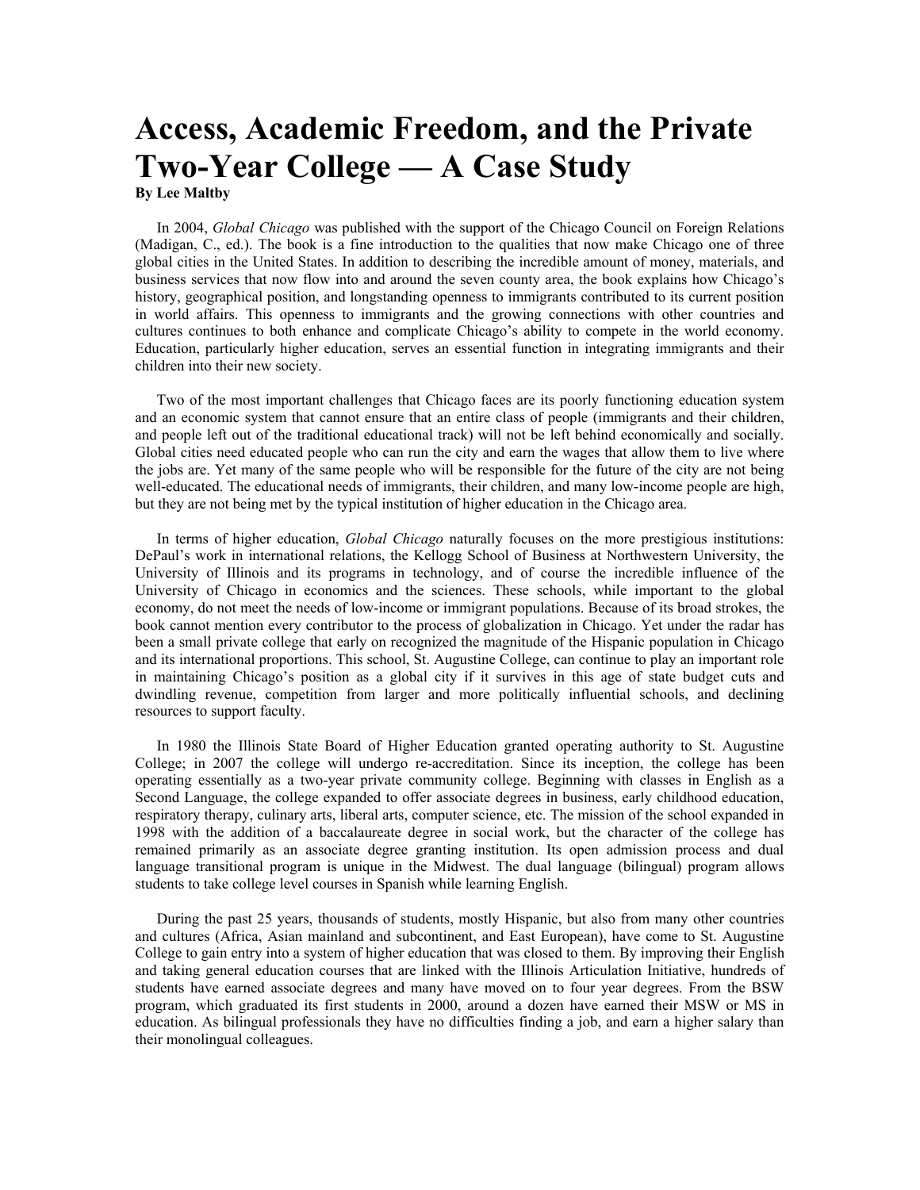# Access, Academic Freedom, and the Private Two-Year College — A Case Study

**By Lee Maltby**

In 2004, *Global Chicago* was published with the support of the Chicago Council on Foreign Relations (Madigan, C., ed.). The book is a fine introduction to the qualities that now make Chicago one of three global cities in the United States. In addition to describing the incredible amount of money, materials, and business services that now flow into and around the seven county area, the book explains how Chicago's history, geographical position, and longstanding openness to immigrants contributed to its current position in world affairs. This openness to immigrants and the growing connections with other countries and cultures continues to both enhance and complicate Chicago's ability to compete in the world economy. Education, particularly higher education, serves an essential function in integrating immigrants and their children into their new society.

Two of the most important challenges that Chicago faces are its poorly functioning education system and an economic system that cannot ensure that an entire class of people (immigrants and their children, and people left out of the traditional educational track) will not be left behind economically and socially. Global cities need educated people who can run the city and earn the wages that allow them to live where the jobs are. Yet many of the same people who will be responsible for the future of the city are not being well-educated. The educational needs of immigrants, their children, and many low-income people are high, but they are not being met by the typical institution of higher education in the Chicago area.

In terms of higher education, *Global Chicago* naturally focuses on the more prestigious institutions: DePaul's work in international relations, the Kellogg School of Business at Northwestern University, the University of Illinois and its programs in technology, and of course the incredible influence of the University of Chicago in economics and the sciences. These schools, while important to the global economy, do not meet the needs of low-income or immigrant populations. Because of its broad strokes, the book cannot mention every contributor to the process of globalization in Chicago. Yet under the radar has been a small private college that early on recognized the magnitude of the Hispanic population in Chicago and its international proportions. This school, St. Augustine College, can continue to play an important role in maintaining Chicago's position as a global city if it survives in this age of state budget cuts and dwindling revenue, competition from larger and more politically influential schools, and declining resources to support faculty.

In 1980 the Illinois State Board of Higher Education granted operating authority to St. Augustine College; in 2007 the college will undergo re-accreditation. Since its inception, the college has been operating essentially as a two-year private community college. Beginning with classes in English as a Second Language, the college expanded to offer associate degrees in business, early childhood education, respiratory therapy, culinary arts, liberal arts, computer science, etc. The mission of the school expanded in 1998 with the addition of a baccalaureate degree in social work, but the character of the college has remained primarily as an associate degree granting institution. Its open admission process and dual language transitional program is unique in the Midwest. The dual language (bilingual) program allows students to take college level courses in Spanish while learning English.

During the past 25 years, thousands of students, mostly Hispanic, but also from many other countries and cultures (Africa, Asian mainland and subcontinent, and East European), have come to St. Augustine College to gain entry into a system of higher education that was closed to them. By improving their English and taking general education courses that are linked with the Illinois Articulation Initiative, hundreds of students have earned associate degrees and many have moved on to four year degrees. From the BSW program, which graduated its first students in 2000, around a dozen have earned their MSW or MS in education. As bilingual professionals they have no difficulties finding a job, and earn a higher salary than their monolingual colleagues.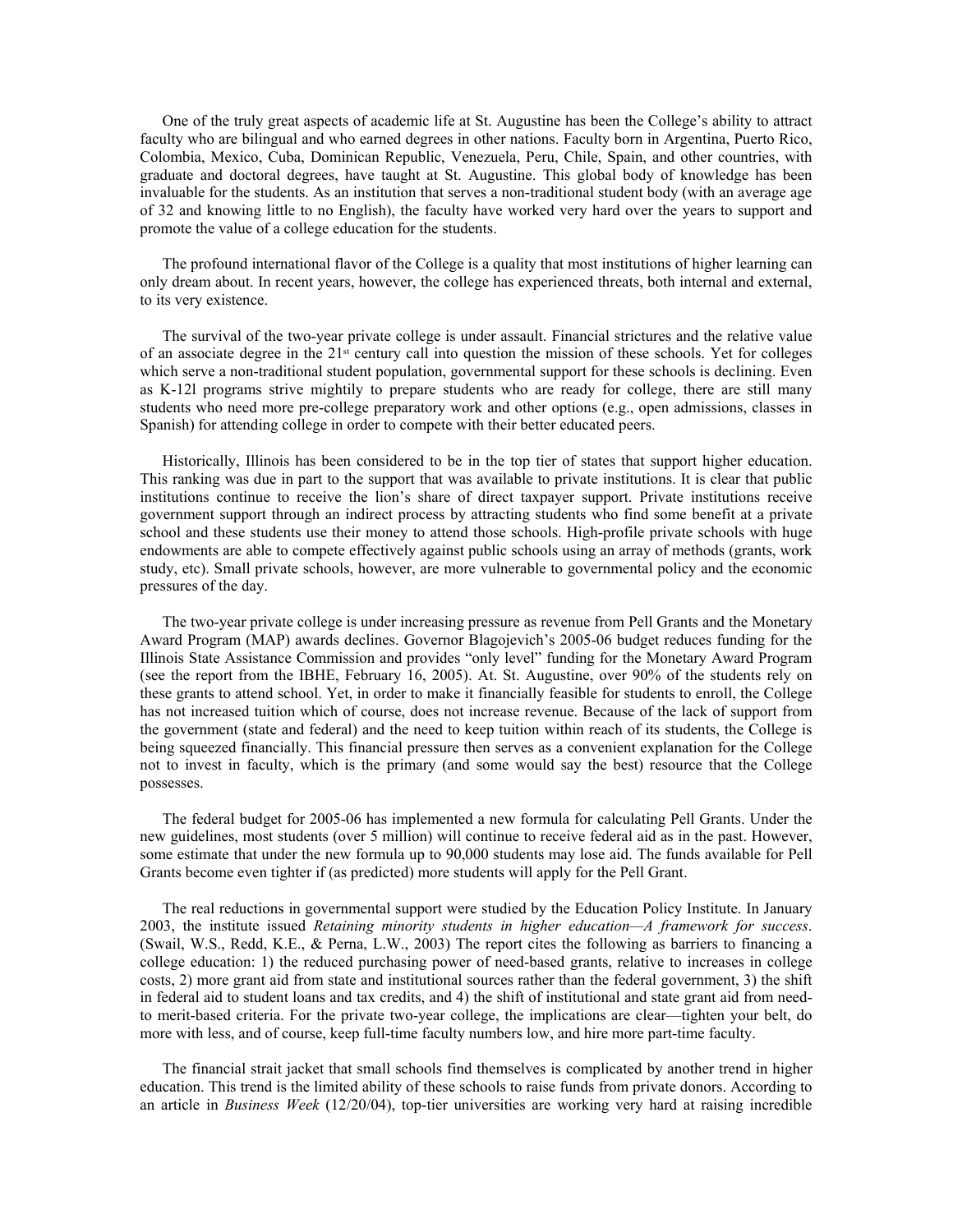One of the truly great aspects of academic life at St. Augustine has been the College's ability to attract faculty who are bilingual and who earned degrees in other nations. Faculty born in Argentina, Puerto Rico, Colombia, Mexico, Cuba, Dominican Republic, Venezuela, Peru, Chile, Spain, and other countries, with graduate and doctoral degrees, have taught at St. Augustine. This global body of knowledge has been invaluable for the students. As an institution that serves a non-traditional student body (with an average age of 32 and knowing little to no English), the faculty have worked very hard over the years to support and promote the value of a college education for the students.

The profound international flavor of the College is a quality that most institutions of higher learning can only dream about. In recent years, however, the college has experienced threats, both internal and external, to its very existence.

The survival of the two-year private college is under assault. Financial strictures and the relative value of an associate degree in the 21st century call into question the mission of these schools. Yet for colleges which serve a non-traditional student population, governmental support for these schools is declining. Even as K-12l programs strive mightily to prepare students who are ready for college, there are still many students who need more pre-college preparatory work and other options (e.g., open admissions, classes in Spanish) for attending college in order to compete with their better educated peers.

Historically, Illinois has been considered to be in the top tier of states that support higher education. This ranking was due in part to the support that was available to private institutions. It is clear that public institutions continue to receive the lion's share of direct taxpayer support. Private institutions receive government support through an indirect process by attracting students who find some benefit at a private school and these students use their money to attend those schools. High-profile private schools with huge endowments are able to compete effectively against public schools using an array of methods (grants, work study, etc). Small private schools, however, are more vulnerable to governmental policy and the economic pressures of the day.

The two-year private college is under increasing pressure as revenue from Pell Grants and the Monetary Award Program (MAP) awards declines. Governor Blagojevich's 2005-06 budget reduces funding for the Illinois State Assistance Commission and provides "only level" funding for the Monetary Award Program (see the report from the IBHE, February 16, 2005). At. St. Augustine, over 90% of the students rely on these grants to attend school. Yet, in order to make it financially feasible for students to enroll, the College has not increased tuition which of course, does not increase revenue. Because of the lack of support from the government (state and federal) and the need to keep tuition within reach of its students, the College is being squeezed financially. This financial pressure then serves as a convenient explanation for the College not to invest in faculty, which is the primary (and some would say the best) resource that the College possesses.

The federal budget for 2005-06 has implemented a new formula for calculating Pell Grants. Under the new guidelines, most students (over 5 million) will continue to receive federal aid as in the past. However, some estimate that under the new formula up to 90,000 students may lose aid. The funds available for Pell Grants become even tighter if (as predicted) more students will apply for the Pell Grant.

The real reductions in governmental support were studied by the Education Policy Institute. In January 2003, the institute issued *Retaining minority students in higher education—A framework for success*. (Swail, W.S., Redd, K.E., & Perna, L.W., 2003) The report cites the following as barriers to financing a college education: 1) the reduced purchasing power of need-based grants, relative to increases in college costs, 2) more grant aid from state and institutional sources rather than the federal government, 3) the shift in federal aid to student loans and tax credits, and 4) the shift of institutional and state grant aid from need- to merit-based criteria. For the private two-year college, the implications are clear—tighten your belt, do more with less, and of course, keep full-time faculty numbers low, and hire more part-time faculty.

The financial strait jacket that small schools find themselves is complicated by another trend in higher education. This trend is the limited ability of these schools to raise funds from private donors. According to an article in *Business Week* (12/20/04), top-tier universities are working very hard at raising incredible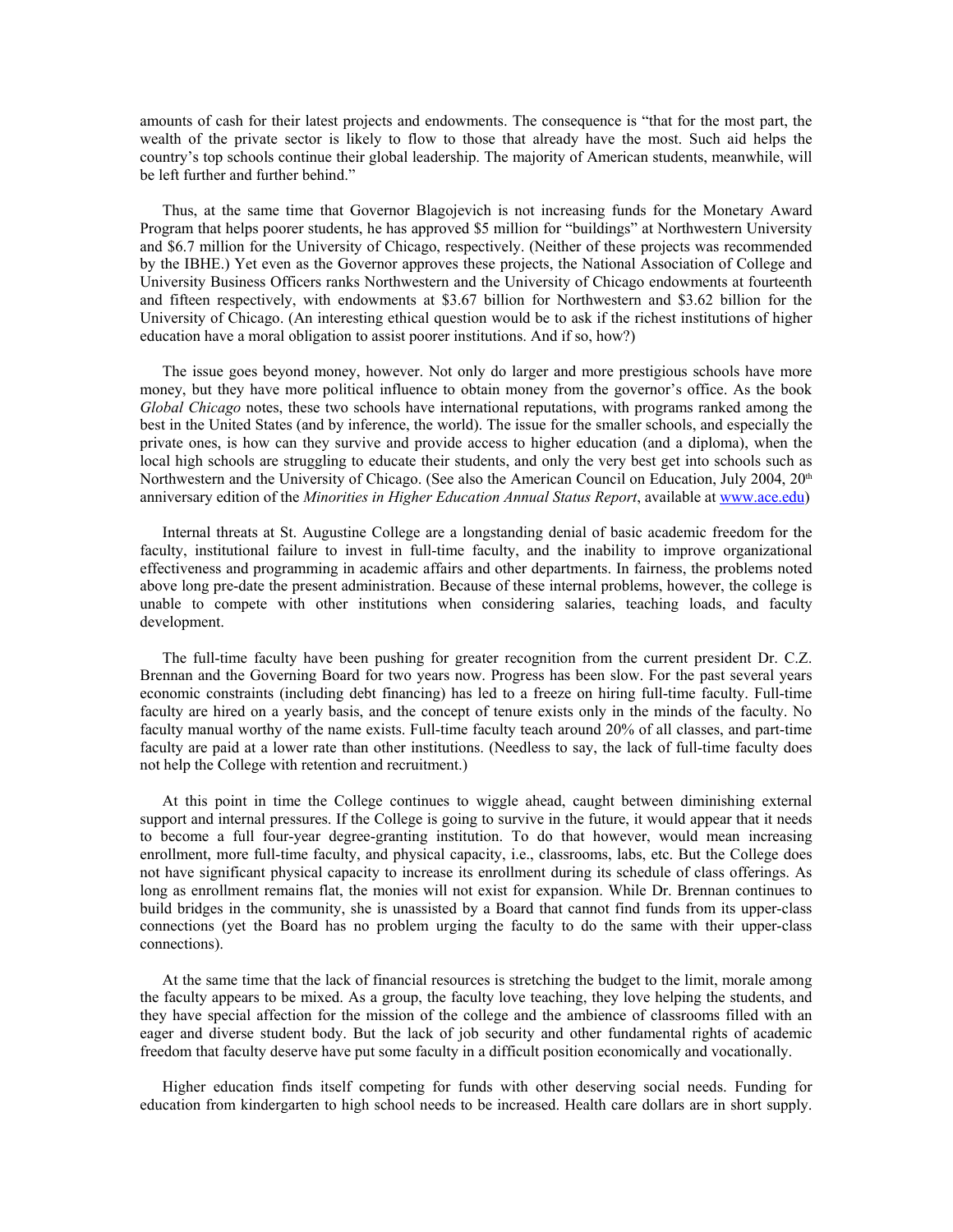amounts of cash for their latest projects and endowments. The consequence is "that for the most part, the wealth of the private sector is likely to flow to those that already have the most. Such aid helps the country's top schools continue their global leadership. The majority of American students, meanwhile, will be left further and further behind."

Thus, at the same time that Governor Blagojevich is not increasing funds for the Monetary Award Program that helps poorer students, he has approved $5 million for "buildings" at Northwestern University and $6.7 million for the University of Chicago, respectively. (Neither of these projects was recommended by the IBHE.) Yet even as the Governor approves these projects, the National Association of College and University Business Officers ranks Northwestern and the University of Chicago endowments at fourteenth and fifteen respectively, with endowments at $3.67 billion for Northwestern and $3.62 billion for the University of Chicago. (An interesting ethical question would be to ask if the richest institutions of higher education have a moral obligation to assist poorer institutions. And if so, how?)

The issue goes beyond money, however. Not only do larger and more prestigious schools have more money, but they have more political influence to obtain money from the governor's office. As the book *Global Chicago* notes, these two schools have international reputations, with programs ranked among the best in the United States (and by inference, the world). The issue for the smaller schools, and especially the private ones, is how can they survive and provide access to higher education (and a diploma), when the local high schools are struggling to educate their students, and only the very best get into schools such as Northwestern and the University of Chicago. (See also the American Council on Education, July 2004, 20th anniversary edition of the *Minorities in Higher Education Annual Status Report*, available at [www.ace.edu](www.ace.edu))

Internal threats at St. Augustine College are a longstanding denial of basic academic freedom for the faculty, institutional failure to invest in full-time faculty, and the inability to improve organizational effectiveness and programming in academic affairs and other departments. In fairness, the problems noted above long pre-date the present administration. Because of these internal problems, however, the college is unable to compete with other institutions when considering salaries, teaching loads, and faculty development.

The full-time faculty have been pushing for greater recognition from the current president Dr. C.Z. Brennan and the Governing Board for two years now. Progress has been slow. For the past several years economic constraints (including debt financing) has led to a freeze on hiring full-time faculty. Full-time faculty are hired on a yearly basis, and the concept of tenure exists only in the minds of the faculty. No faculty manual worthy of the name exists. Full-time faculty teach around 20% of all classes, and part-time faculty are paid at a lower rate than other institutions. (Needless to say, the lack of full-time faculty does not help the College with retention and recruitment.)

At this point in time the College continues to wiggle ahead, caught between diminishing external support and internal pressures. If the College is going to survive in the future, it would appear that it needs to become a full four-year degree-granting institution. To do that however, would mean increasing enrollment, more full-time faculty, and physical capacity, i.e., classrooms, labs, etc. But the College does not have significant physical capacity to increase its enrollment during its schedule of class offerings. As long as enrollment remains flat, the monies will not exist for expansion. While Dr. Brennan continues to build bridges in the community, she is unassisted by a Board that cannot find funds from its upper-class connections (yet the Board has no problem urging the faculty to do the same with their upper-class connections).

At the same time that the lack of financial resources is stretching the budget to the limit, morale among the faculty appears to be mixed. As a group, the faculty love teaching, they love helping the students, and they have special affection for the mission of the college and the ambience of classrooms filled with an eager and diverse student body. But the lack of job security and other fundamental rights of academic freedom that faculty deserve have put some faculty in a difficult position economically and vocationally.

Higher education finds itself competing for funds with other deserving social needs. Funding for education from kindergarten to high school needs to be increased. Health care dollars are in short supply.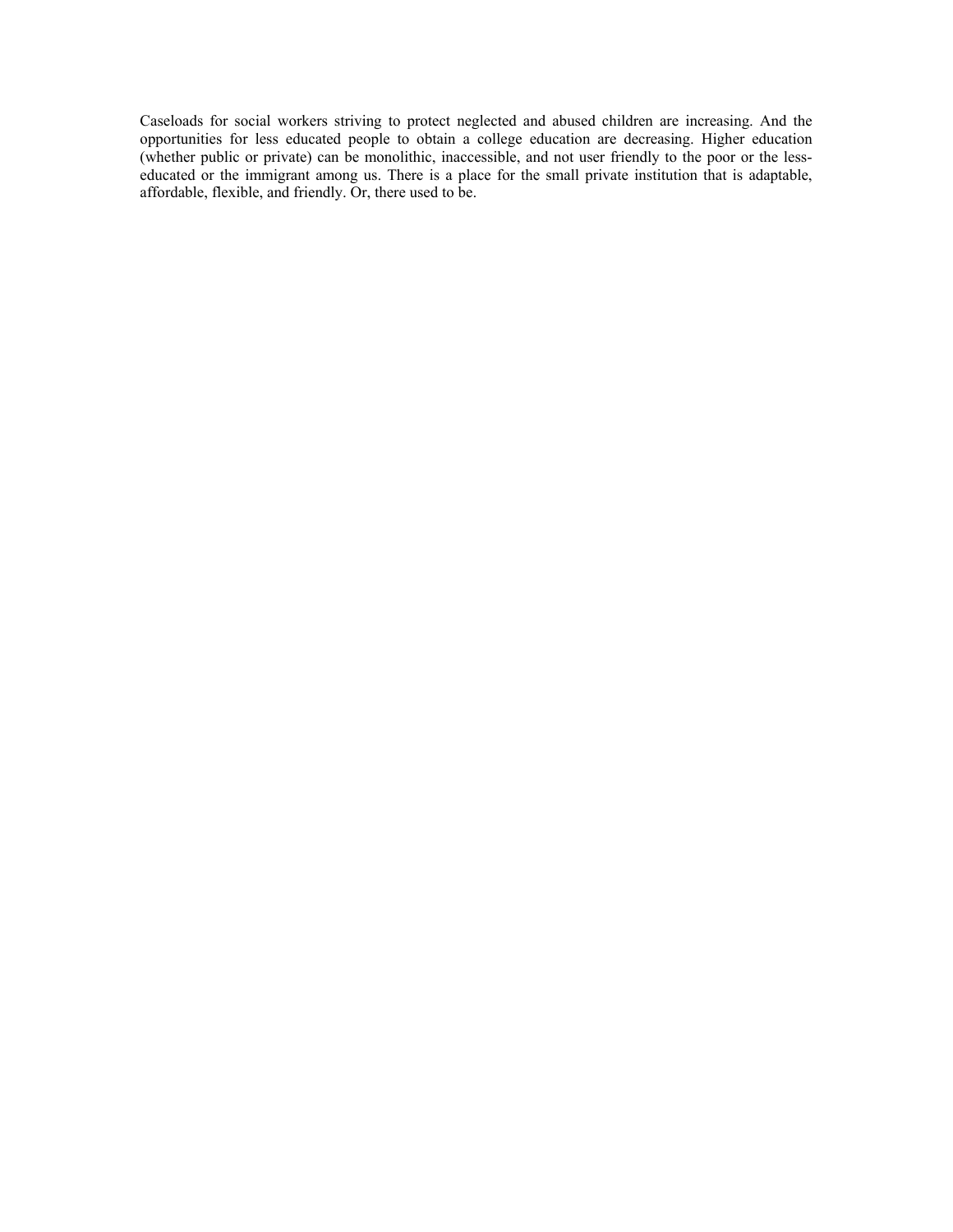Caseloads for social workers striving to protect neglected and abused children are increasing. And the opportunities for less educated people to obtain a college education are decreasing. Higher education (whether public or private) can be monolithic, inaccessible, and not user friendly to the poor or the less-educated or the immigrant among us. There is a place for the small private institution that is adaptable, affordable, flexible, and friendly. Or, there used to be.